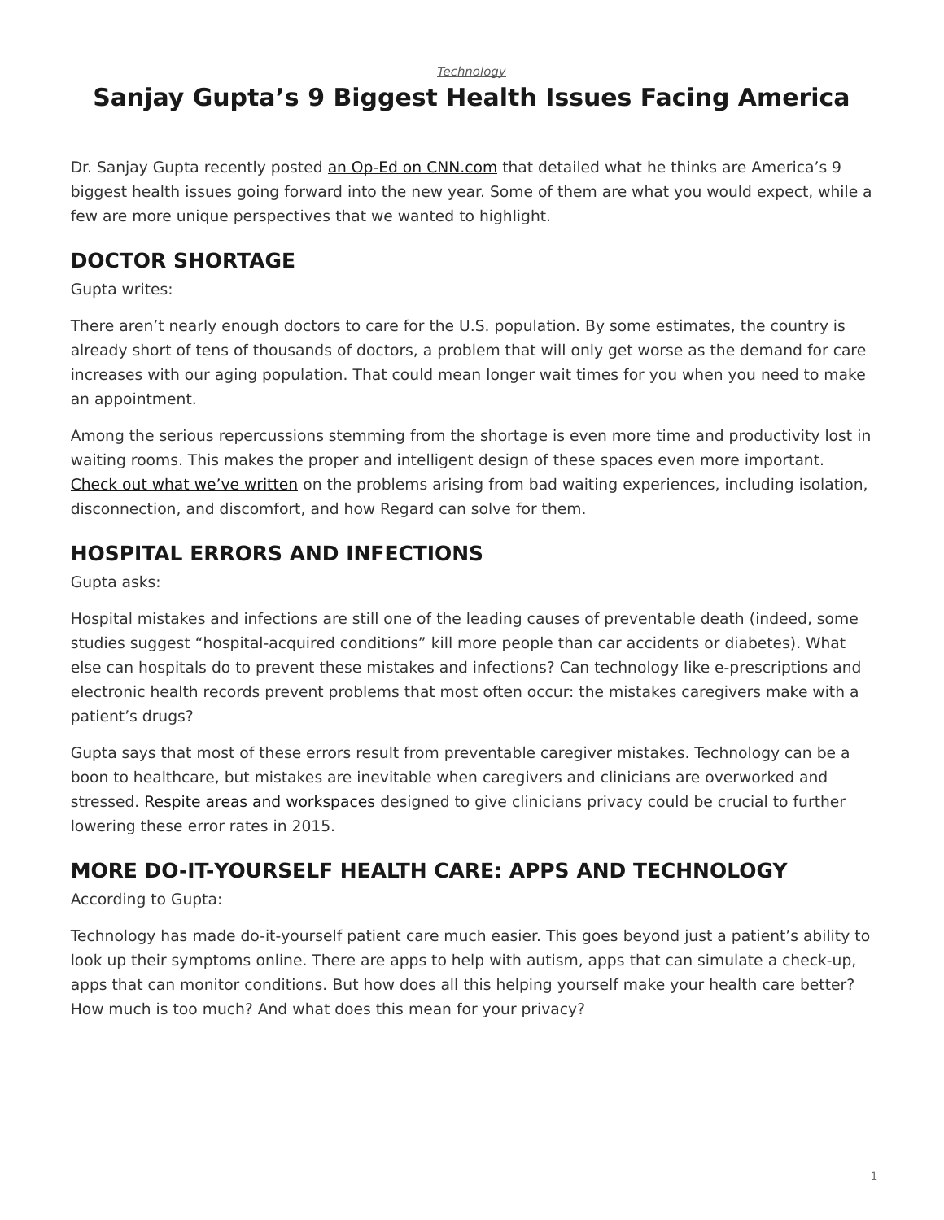*Technology*

# Sanjay Gupta's 9 Biggest Health Issues Facing America

Dr. Sanjay Gupta recently posted an Op-Ed on CNN.com that detailed what he thinks are America's 9 biggest health issues going forward into the new year. Some of them are what you would expect, while a few are more unique perspectives that we wanted to highlight.

## DOCTOR SHORTAGE

Gupta writes:

There aren't nearly enough doctors to care for the U.S. population. By some estimates, the country is already short of tens of thousands of doctors, a problem that will only get worse as the demand for care increases with our aging population. That could mean longer wait times for you when you need to make an appointment.

Among the serious repercussions stemming from the shortage is even more time and productivity lost in waiting rooms. This makes the proper and intelligent design of these spaces even more important. Check out what we've written on the problems arising from bad waiting experiences, including isolation, disconnection, and discomfort, and how Regard can solve for them.

## HOSPITAL ERRORS AND INFECTIONS

Gupta asks:

Hospital mistakes and infections are still one of the leading causes of preventable death (indeed, some studies suggest "hospital-acquired conditions" kill more people than car accidents or diabetes). What else can hospitals do to prevent these mistakes and infections? Can technology like e-prescriptions and electronic health records prevent problems that most often occur: the mistakes caregivers make with a patient's drugs?

Gupta says that most of these errors result from preventable caregiver mistakes. Technology can be a boon to healthcare, but mistakes are inevitable when caregivers and clinicians are overworked and stressed. Respite areas and workspaces designed to give clinicians privacy could be crucial to further lowering these error rates in 2015.

## MORE DO-IT-YOURSELF HEALTH CARE: APPS AND TECHNOLOGY

According to Gupta:

Technology has made do-it-yourself patient care much easier. This goes beyond just a patient's ability to look up their symptoms online. There are apps to help with autism, apps that can simulate a check-up, apps that can monitor conditions. But how does all this helping yourself make your health care better? How much is too much? And what does this mean for your privacy?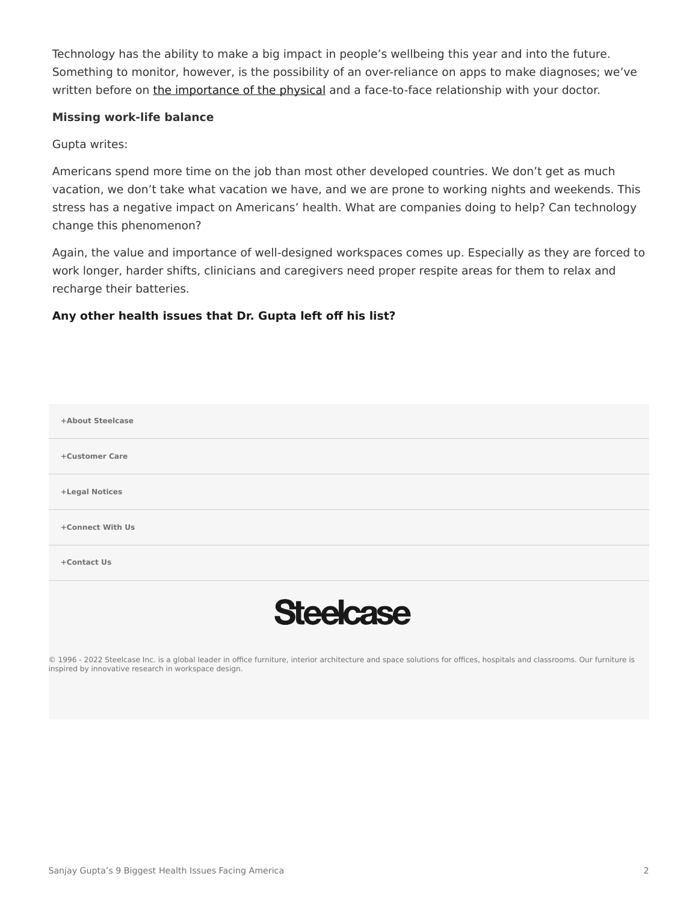Technology has the ability to make a big impact in people's wellbeing this year and into the future. Something to monitor, however, is the possibility of an over-reliance on apps to make diagnoses; we've written before on the importance of the physical and a face-to-face relationship with your doctor.

**Missing work-life balance**

Gupta writes:

Americans spend more time on the job than most other developed countries. We don't get as much vacation, we don't take what vacation we have, and we are prone to working nights and weekends. This stress has a negative impact on Americans' health. What are companies doing to help? Can technology change this phenomenon?

Again, the value and importance of well-designed workspaces comes up. Especially as they are forced to work longer, harder shifts, clinicians and caregivers need proper respite areas for them to relax and recharge their batteries.

**Any other health issues that Dr. Gupta left off his list?**

+About Steelcase

+Customer Care

+Legal Notices

+Connect With Us

+Contact Us

Steelcase

© 1996 - 2022 Steelcase Inc. is a global leader in office furniture, interior architecture and space solutions for offices, hospitals and classrooms. Our furniture is inspired by innovative research in workspace design.